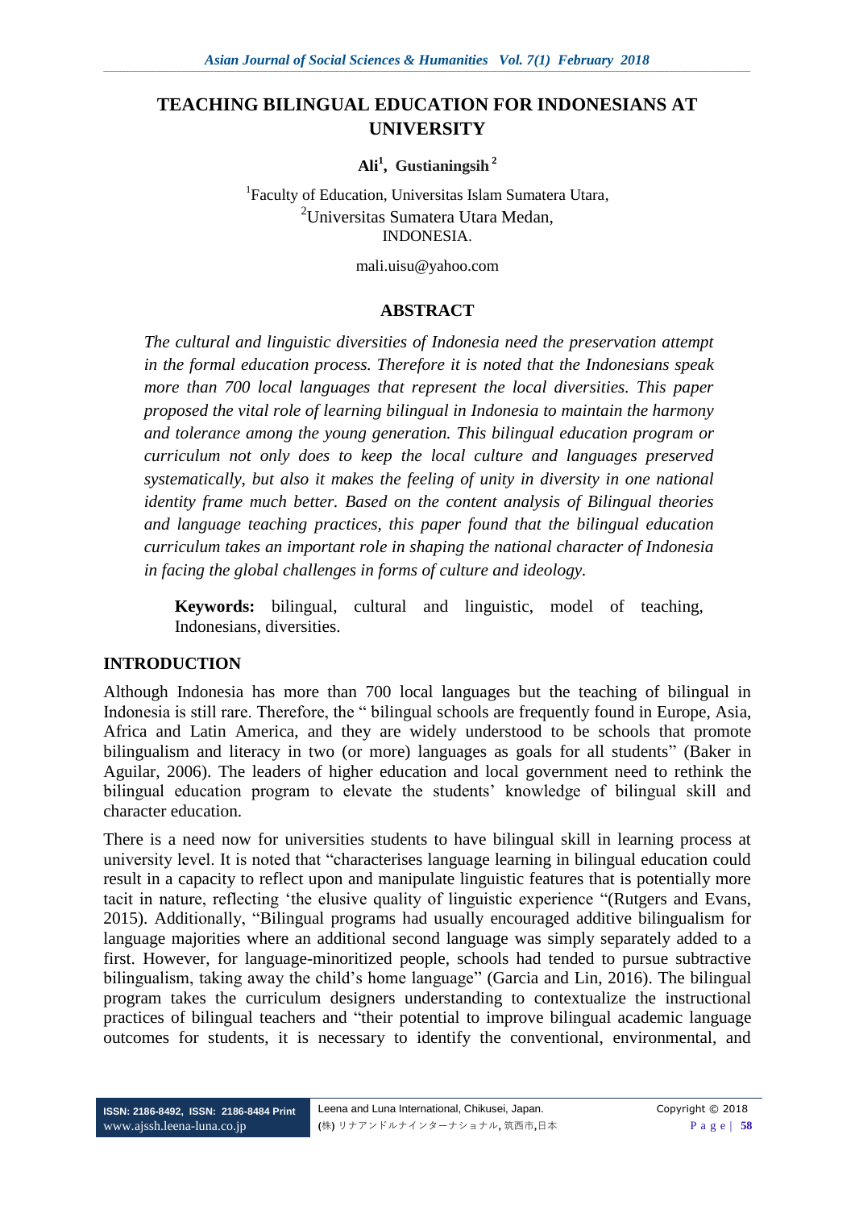# TEACHING BILINGUAL EDUCATION FOR INDONESIANS AT UNIVERSITY

**Ali[1], Gustianingsih [2]**

[1]Faculty of Education, Universitas Islam Sumatera Utara,
[2]Universitas Sumatera Utara Medan,
INDONESIA.

mali.uisu@yahoo.com

## ABSTRACT

*The cultural and linguistic diversities of Indonesia need the preservation attempt in the formal education process. Therefore it is noted that the Indonesians speak more than 700 local languages that represent the local diversities. This paper proposed the vital role of learning bilingual in Indonesia to maintain the harmony and tolerance among the young generation. This bilingual education program or curriculum not only does to keep the local culture and languages preserved systematically, but also it makes the feeling of unity in diversity in one national identity frame much better. Based on the content analysis of Bilingual theories and language teaching practices, this paper found that the bilingual education curriculum takes an important role in shaping the national character of Indonesia in facing the global challenges in forms of culture and ideology.*

**Keywords:** bilingual, cultural and linguistic, model of teaching, Indonesians, diversities.

## INTRODUCTION

Although Indonesia has more than 700 local languages but the teaching of bilingual in Indonesia is still rare. Therefore, the " bilingual schools are frequently found in Europe, Asia, Africa and Latin America, and they are widely understood to be schools that promote bilingualism and literacy in two (or more) languages as goals for all students" (Baker in Aguilar, 2006). The leaders of higher education and local government need to rethink the bilingual education program to elevate the students' knowledge of bilingual skill and character education.

There is a need now for universities students to have bilingual skill in learning process at university level. It is noted that "characterises language learning in bilingual education could result in a capacity to reflect upon and manipulate linguistic features that is potentially more tacit in nature, reflecting 'the elusive quality of linguistic experience "(Rutgers and Evans, 2015). Additionally, "Bilingual programs had usually encouraged additive bilingualism for language majorities where an additional second language was simply separately added to a first. However, for language-minoritized people, schools had tended to pursue subtractive bilingualism, taking away the child's home language" (Garcia and Lin, 2016). The bilingual program takes the curriculum designers understanding to contextualize the instructional practices of bilingual teachers and "their potential to improve bilingual academic language outcomes for students, it is necessary to identify the conventional, environmental, and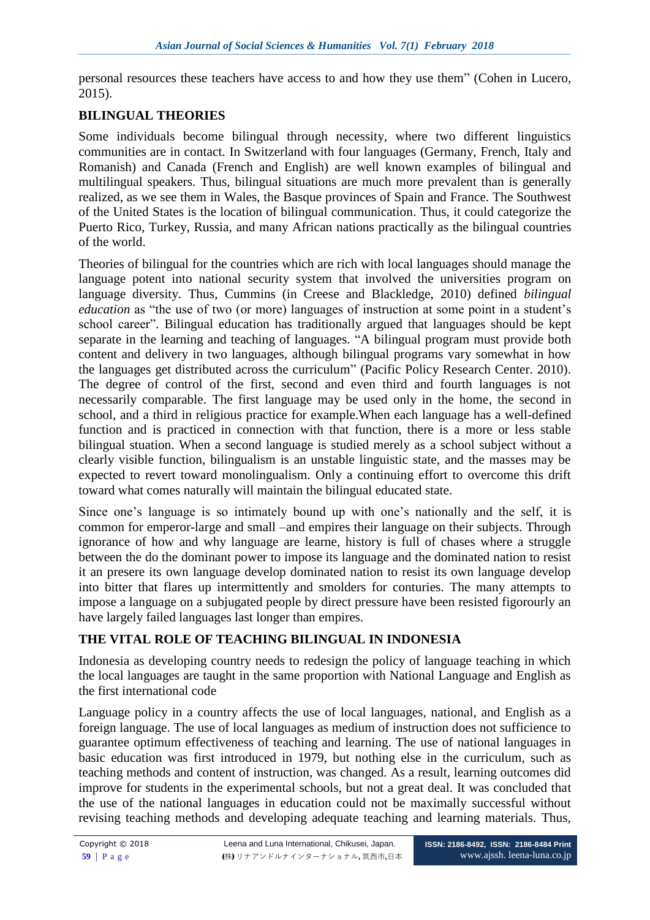personal resources these teachers have access to and how they use them" (Cohen in Lucero, 2015).

## BILINGUAL THEORIES

Some individuals become bilingual through necessity, where two different linguistics communities are in contact. In Switzerland with four languages (Germany, French, Italy and Romanish) and Canada (French and English) are well known examples of bilingual and multilingual speakers. Thus, bilingual situations are much more prevalent than is generally realized, as we see them in Wales, the Basque provinces of Spain and France. The Southwest of the United States is the location of bilingual communication. Thus, it could categorize the Puerto Rico, Turkey, Russia, and many African nations practically as the bilingual countries of the world.

Theories of bilingual for the countries which are rich with local languages should manage the language potent into national security system that involved the universities program on language diversity. Thus, Cummins (in Creese and Blackledge, 2010) defined *bilingual education* as "the use of two (or more) languages of instruction at some point in a student's school career". Bilingual education has traditionally argued that languages should be kept separate in the learning and teaching of languages. "A bilingual program must provide both content and delivery in two languages, although bilingual programs vary somewhat in how the languages get distributed across the curriculum" (Pacific Policy Research Center. 2010). The degree of control of the first, second and even third and fourth languages is not necessarily comparable. The first language may be used only in the home, the second in school, and a third in religious practice for example.When each language has a well-defined function and is practiced in connection with that function, there is a more or less stable bilingual situation. When a second language is studied merely as a school subject without a clearly visible function, bilingualism is an unstable linguistic state, and the masses may be expected to revert toward monolingualism. Only a continuing effort to overcome this drift toward what comes naturally will maintain the bilingual educated state.

Since one's language is so intimately bound up with one's nationally and the self, it is common for emperor-large and small –and empires their language on their subjects. Through ignorance of how and why language are learne, history is full of chases where a struggle between the do the dominant power to impose its language and the dominated nation to resist it an presere its own language develop dominated nation to resist its own language develop into bitter that flares up intermittently and smolders for conturies. The many attempts to impose a language on a subjugated people by direct pressure have been resisted figorourly an have largely failed languages last longer than empires.

## THE VITAL ROLE OF TEACHING BILINGUAL IN INDONESIA

Indonesia as developing country needs to redesign the policy of language teaching in which the local languages are taught in the same proportion with National Language and English as the first international code

Language policy in a country affects the use of local languages, national, and English as a foreign language. The use of local languages as medium of instruction does not sufficience to guarantee optimum effectiveness of teaching and learning. The use of national languages in basic education was first introduced in 1979, but nothing else in the curriculum, such as teaching methods and content of instruction, was changed. As a result, learning outcomes did improve for students in the experimental schools, but not a great deal. It was concluded that the use of the national languages in education could not be maximally successful without revising teaching methods and developing adequate teaching and learning materials. Thus,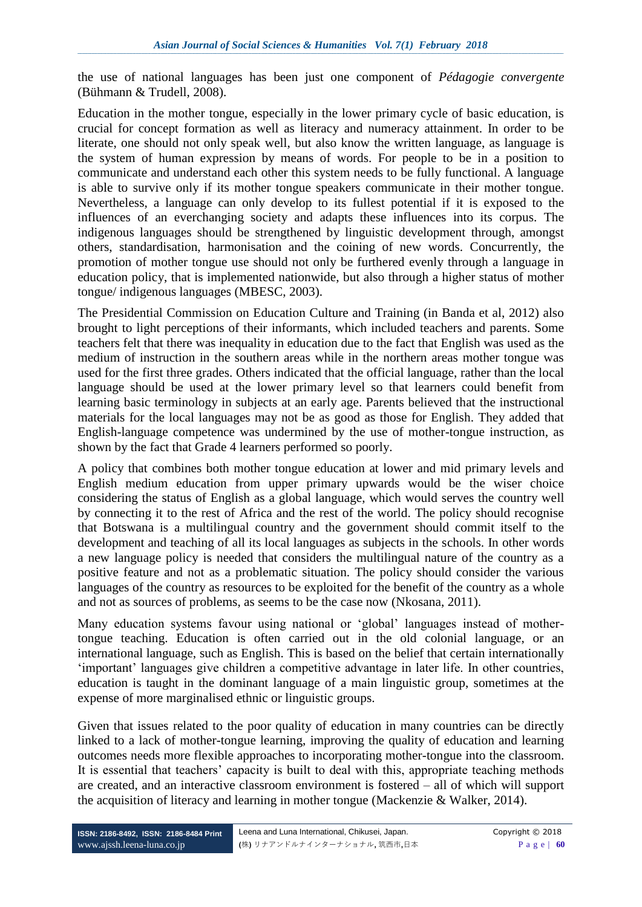the use of national languages has been just one component of *Pédagogie convergente* (Bühmann & Trudell, 2008).

Education in the mother tongue, especially in the lower primary cycle of basic education, is crucial for concept formation as well as literacy and numeracy attainment. In order to be literate, one should not only speak well, but also know the written language, as language is the system of human expression by means of words. For people to be in a position to communicate and understand each other this system needs to be fully functional. A language is able to survive only if its mother tongue speakers communicate in their mother tongue. Nevertheless, a language can only develop to its fullest potential if it is exposed to the influences of an everchanging society and adapts these influences into its corpus. The indigenous languages should be strengthened by linguistic development through, amongst others, standardisation, harmonisation and the coining of new words. Concurrently, the promotion of mother tongue use should not only be furthered evenly through a language in education policy, that is implemented nationwide, but also through a higher status of mother tongue/ indigenous languages (MBESC, 2003).

The Presidential Commission on Education Culture and Training (in Banda et al, 2012) also brought to light perceptions of their informants, which included teachers and parents. Some teachers felt that there was inequality in education due to the fact that English was used as the medium of instruction in the southern areas while in the northern areas mother tongue was used for the first three grades. Others indicated that the official language, rather than the local language should be used at the lower primary level so that learners could benefit from learning basic terminology in subjects at an early age. Parents believed that the instructional materials for the local languages may not be as good as those for English. They added that English-language competence was undermined by the use of mother-tongue instruction, as shown by the fact that Grade 4 learners performed so poorly.

A policy that combines both mother tongue education at lower and mid primary levels and English medium education from upper primary upwards would be the wiser choice considering the status of English as a global language, which would serves the country well by connecting it to the rest of Africa and the rest of the world. The policy should recognise that Botswana is a multilingual country and the government should commit itself to the development and teaching of all its local languages as subjects in the schools. In other words a new language policy is needed that considers the multilingual nature of the country as a positive feature and not as a problematic situation. The policy should consider the various languages of the country as resources to be exploited for the benefit of the country as a whole and not as sources of problems, as seems to be the case now (Nkosana, 2011).

Many education systems favour using national or 'global' languages instead of mother-tongue teaching. Education is often carried out in the old colonial language, or an international language, such as English. This is based on the belief that certain internationally 'important' languages give children a competitive advantage in later life. In other countries, education is taught in the dominant language of a main linguistic group, sometimes at the expense of more marginalised ethnic or linguistic groups.

Given that issues related to the poor quality of education in many countries can be directly linked to a lack of mother-tongue learning, improving the quality of education and learning outcomes needs more flexible approaches to incorporating mother-tongue into the classroom. It is essential that teachers' capacity is built to deal with this, appropriate teaching methods are created, and an interactive classroom environment is fostered – all of which will support the acquisition of literacy and learning in mother tongue (Mackenzie & Walker, 2014).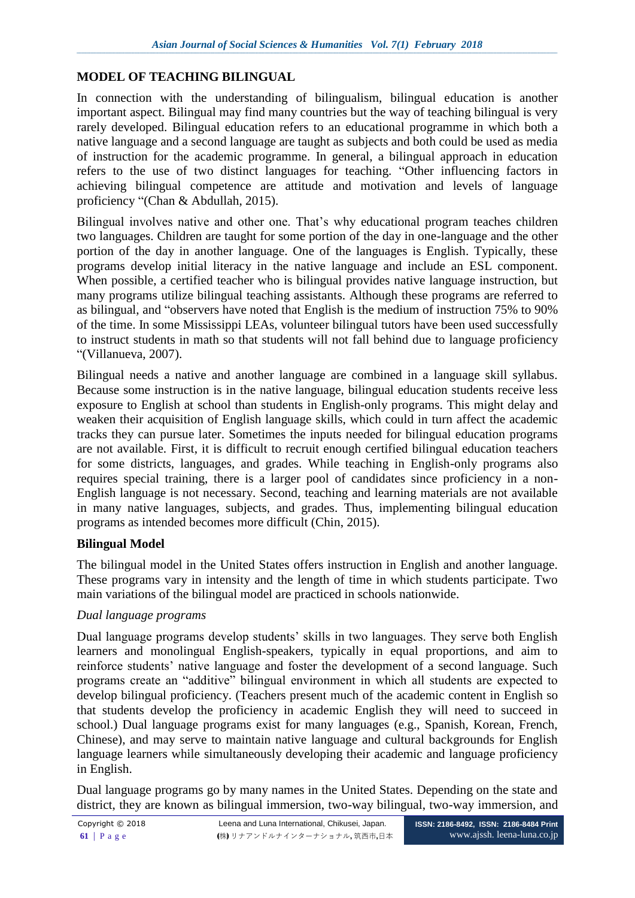## MODEL OF TEACHING BILINGUAL

In connection with the understanding of bilingualism, bilingual education is another important aspect. Bilingual may find many countries but the way of teaching bilingual is very rarely developed. Bilingual education refers to an educational programme in which both a native language and a second language are taught as subjects and both could be used as media of instruction for the academic programme. In general, a bilingual approach in education refers to the use of two distinct languages for teaching. "Other influencing factors in achieving bilingual competence are attitude and motivation and levels of language proficiency "(Chan & Abdullah, 2015).

Bilingual involves native and other one. That's why educational program teaches children two languages. Children are taught for some portion of the day in one-language and the other portion of the day in another language. One of the languages is English. Typically, these programs develop initial literacy in the native language and include an ESL component. When possible, a certified teacher who is bilingual provides native language instruction, but many programs utilize bilingual teaching assistants. Although these programs are referred to as bilingual, and "observers have noted that English is the medium of instruction 75% to 90% of the time. In some Mississippi LEAs, volunteer bilingual tutors have been used successfully to instruct students in math so that students will not fall behind due to language proficiency "(Villanueva, 2007).

Bilingual needs a native and another language are combined in a language skill syllabus. Because some instruction is in the native language, bilingual education students receive less exposure to English at school than students in English-only programs. This might delay and weaken their acquisition of English language skills, which could in turn affect the academic tracks they can pursue later. Sometimes the inputs needed for bilingual education programs are not available. First, it is difficult to recruit enough certified bilingual education teachers for some districts, languages, and grades. While teaching in English-only programs also requires special training, there is a larger pool of candidates since proficiency in a non-English language is not necessary. Second, teaching and learning materials are not available in many native languages, subjects, and grades. Thus, implementing bilingual education programs as intended becomes more difficult (Chin, 2015).

### Bilingual Model

The bilingual model in the United States offers instruction in English and another language. These programs vary in intensity and the length of time in which students participate. Two main variations of the bilingual model are practiced in schools nationwide.

#### *Dual language programs*

Dual language programs develop students' skills in two languages. They serve both English learners and monolingual English-speakers, typically in equal proportions, and aim to reinforce students' native language and foster the development of a second language. Such programs create an "additive" bilingual environment in which all students are expected to develop bilingual proficiency. (Teachers present much of the academic content in English so that students develop the proficiency in academic English they will need to succeed in school.) Dual language programs exist for many languages (e.g., Spanish, Korean, French, Chinese), and may serve to maintain native language and cultural backgrounds for English language learners while simultaneously developing their academic and language proficiency in English.

Dual language programs go by many names in the United States. Depending on the state and district, they are known as bilingual immersion, two-way bilingual, two-way immersion, and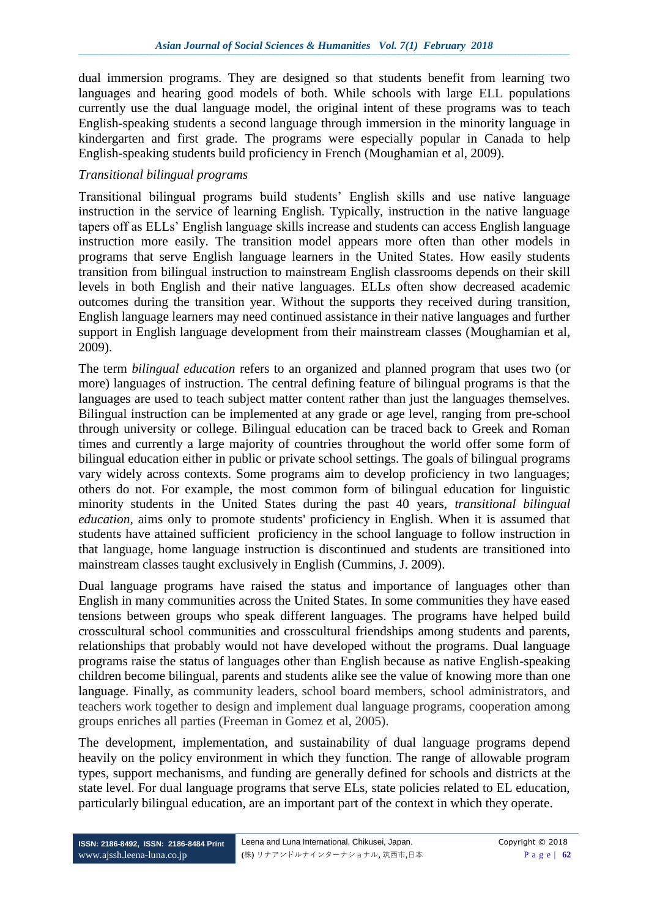dual immersion programs. They are designed so that students benefit from learning two languages and hearing good models of both. While schools with large ELL populations currently use the dual language model, the original intent of these programs was to teach English-speaking students a second language through immersion in the minority language in kindergarten and first grade. The programs were especially popular in Canada to help English-speaking students build proficiency in French (Moughamian et al, 2009).

*Transitional bilingual programs*

Transitional bilingual programs build students' English skills and use native language instruction in the service of learning English. Typically, instruction in the native language tapers off as ELLs' English language skills increase and students can access English language instruction more easily. The transition model appears more often than other models in programs that serve English language learners in the United States. How easily students transition from bilingual instruction to mainstream English classrooms depends on their skill levels in both English and their native languages. ELLs often show decreased academic outcomes during the transition year. Without the supports they received during transition, English language learners may need continued assistance in their native languages and further support in English language development from their mainstream classes (Moughamian et al, 2009).

The term *bilingual education* refers to an organized and planned program that uses two (or more) languages of instruction. The central defining feature of bilingual programs is that the languages are used to teach subject matter content rather than just the languages themselves. Bilingual instruction can be implemented at any grade or age level, ranging from pre-school through university or college. Bilingual education can be traced back to Greek and Roman times and currently a large majority of countries throughout the world offer some form of bilingual education either in public or private school settings. The goals of bilingual programs vary widely across contexts. Some programs aim to develop proficiency in two languages; others do not. For example, the most common form of bilingual education for linguistic minority students in the United States during the past 40 years, *transitional bilingual education*, aims only to promote students' proficiency in English. When it is assumed that students have attained sufficient proficiency in the school language to follow instruction in that language, home language instruction is discontinued and students are transitioned into mainstream classes taught exclusively in English (Cummins, J. 2009).

Dual language programs have raised the status and importance of languages other than English in many communities across the United States. In some communities they have eased tensions between groups who speak different languages. The programs have helped build crosscultural school communities and crosscultural friendships among students and parents, relationships that probably would not have developed without the programs. Dual language programs raise the status of languages other than English because as native English-speaking children become bilingual, parents and students alike see the value of knowing more than one language. Finally, as community leaders, school board members, school administrators, and teachers work together to design and implement dual language programs, cooperation among groups enriches all parties (Freeman in Gomez et al, 2005).

The development, implementation, and sustainability of dual language programs depend heavily on the policy environment in which they function. The range of allowable program types, support mechanisms, and funding are generally defined for schools and districts at the state level. For dual language programs that serve ELs, state policies related to EL education, particularly bilingual education, are an important part of the context in which they operate.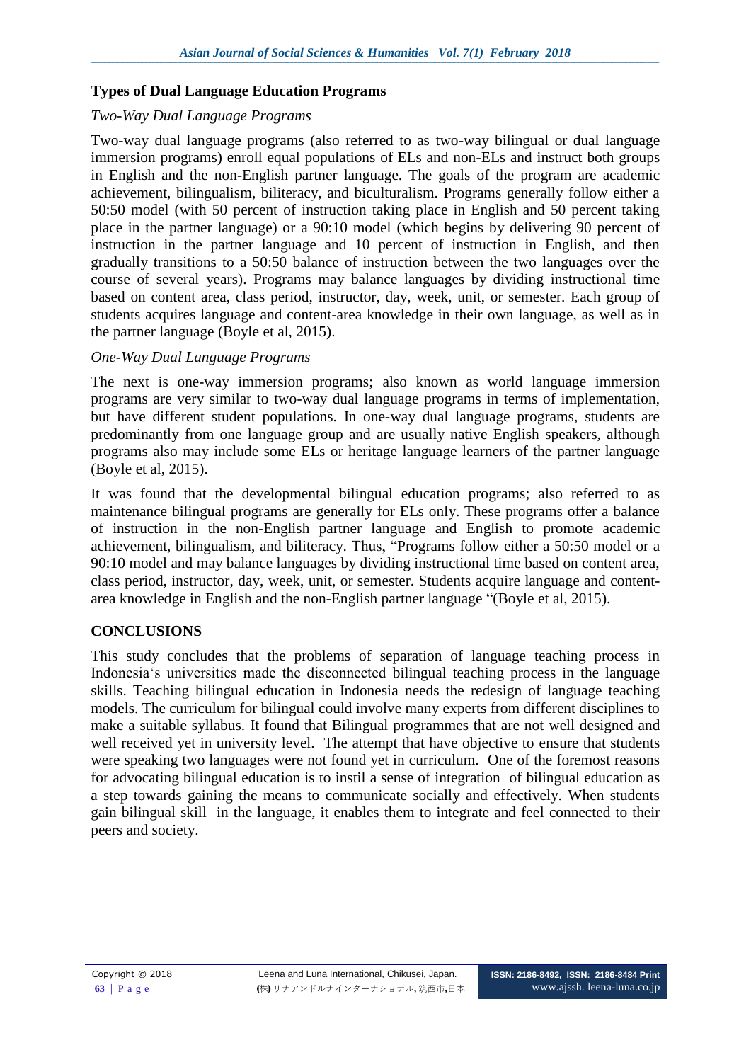## Types of Dual Language Education Programs

### *Two-Way Dual Language Programs*

Two-way dual language programs (also referred to as two-way bilingual or dual language immersion programs) enroll equal populations of ELs and non-ELs and instruct both groups in English and the non-English partner language. The goals of the program are academic achievement, bilingualism, biliteracy, and biculturalism. Programs generally follow either a 50:50 model (with 50 percent of instruction taking place in English and 50 percent taking place in the partner language) or a 90:10 model (which begins by delivering 90 percent of instruction in the partner language and 10 percent of instruction in English, and then gradually transitions to a 50:50 balance of instruction between the two languages over the course of several years). Programs may balance languages by dividing instructional time based on content area, class period, instructor, day, week, unit, or semester. Each group of students acquires language and content-area knowledge in their own language, as well as in the partner language (Boyle et al, 2015).

### *One-Way Dual Language Programs*

The next is one-way immersion programs; also known as world language immersion programs are very similar to two-way dual language programs in terms of implementation, but have different student populations. In one-way dual language programs, students are predominantly from one language group and are usually native English speakers, although programs also may include some ELs or heritage language learners of the partner language (Boyle et al, 2015).

It was found that the developmental bilingual education programs; also referred to as maintenance bilingual programs are generally for ELs only. These programs offer a balance of instruction in the non-English partner language and English to promote academic achievement, bilingualism, and biliteracy. Thus, "Programs follow either a 50:50 model or a 90:10 model and may balance languages by dividing instructional time based on content area, class period, instructor, day, week, unit, or semester. Students acquire language and content-area knowledge in English and the non-English partner language "(Boyle et al, 2015).

## CONCLUSIONS

This study concludes that the problems of separation of language teaching process in Indonesia's universities made the disconnected bilingual teaching process in the language skills. Teaching bilingual education in Indonesia needs the redesign of language teaching models. The curriculum for bilingual could involve many experts from different disciplines to make a suitable syllabus. It found that Bilingual programmes that are not well designed and well received yet in university level. The attempt that have objective to ensure that students were speaking two languages were not found yet in curriculum. One of the foremost reasons for advocating bilingual education is to instil a sense of integration of bilingual education as a step towards gaining the means to communicate socially and effectively. When students gain bilingual skill in the language, it enables them to integrate and feel connected to their peers and society.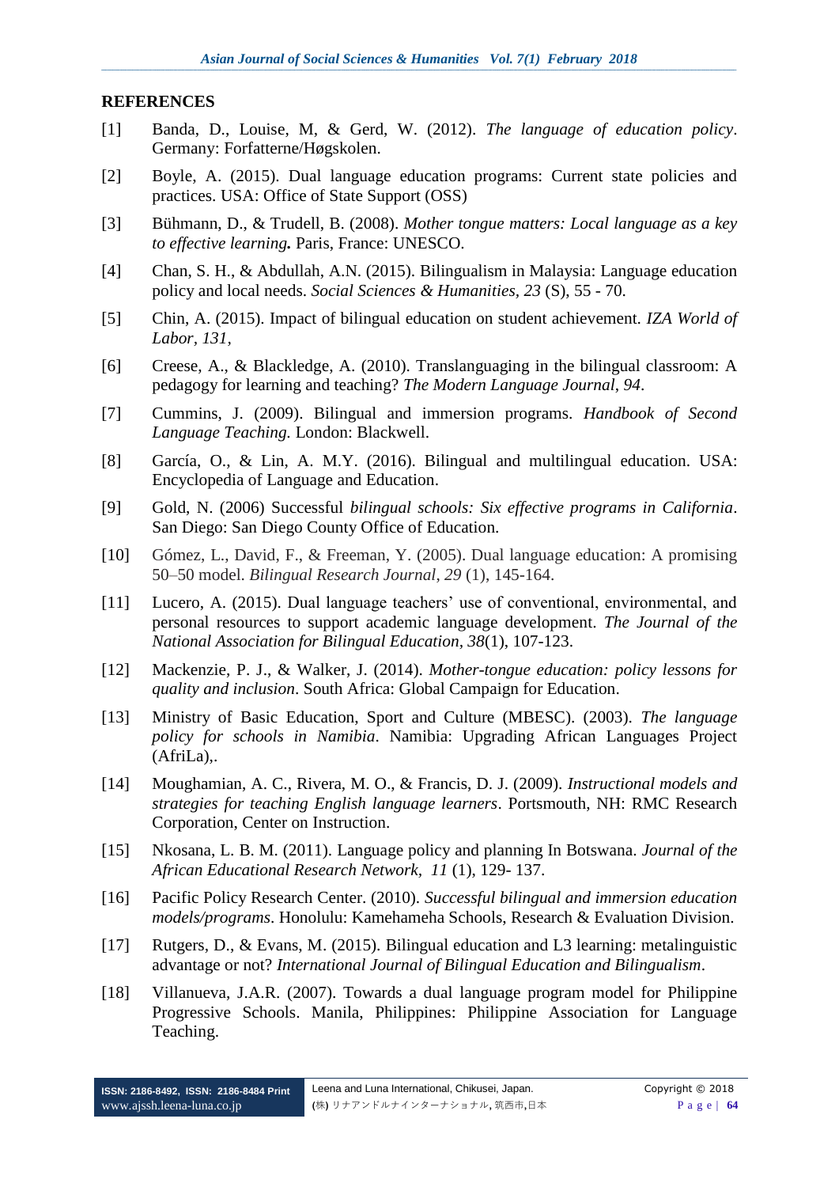## REFERENCES

[1] Banda, D., Louise, M, & Gerd, W. (2012). *The language of education policy*. Germany: Forfatterne/Høgskolen.

[2] Boyle, A. (2015). Dual language education programs: Current state policies and practices. USA: Office of State Support (OSS)

[3] Bühmann, D., & Trudell, B. (2008). *Mother tongue matters: Local language as a key to effective learning***.** Paris, France: UNESCO.

[4] Chan, S. H., & Abdullah, A.N. (2015). Bilingualism in Malaysia: Language education policy and local needs. *Social Sciences & Humanities, 23* (S), 55 - 70.

[5] Chin, A. (2015). Impact of bilingual education on student achievement. *IZA World of Labor, 131,*

[6] Creese, A., & Blackledge, A. (2010). Translanguaging in the bilingual classroom: A pedagogy for learning and teaching? *The Modern Language Journal*, *94*.

[7] Cummins, J. (2009). Bilingual and immersion programs. *Handbook of Second Language Teaching.* London: Blackwell.

[8] García, O., & Lin, A. M.Y. (2016). Bilingual and multilingual education. USA: Encyclopedia of Language and Education.

[9] Gold, N. (2006) Successful *bilingual schools: Six effective programs in California*. San Diego: San Diego County Office of Education.

[10] Gómez, L., David, F., & Freeman, Y. (2005). Dual language education: A promising 50–50 model. *Bilingual Research Journal*, *29* (1), 145-164.

[11] Lucero, A. (2015). Dual language teachers' use of conventional, environmental, and personal resources to support academic language development. *The Journal of the National Association for Bilingual Education, 38*(1), 107-123.

[12] Mackenzie, P. J., & Walker, J. (2014). *Mother-tongue education: policy lessons for quality and inclusion*. South Africa: Global Campaign for Education.

[13] Ministry of Basic Education, Sport and Culture (MBESC). (2003). *The language policy for schools in Namibia*. Namibia: Upgrading African Languages Project (AfriLa),.

[14] Moughamian, A. C., Rivera, M. O., & Francis, D. J. (2009). *Instructional models and strategies for teaching English language learners*. Portsmouth, NH: RMC Research Corporation, Center on Instruction.

[15] Nkosana, L. B. M. (2011). Language policy and planning In Botswana. *Journal of the African Educational Research Network, 11* (1), 129- 137.

[16] Pacific Policy Research Center. (2010). *Successful bilingual and immersion education models/programs*. Honolulu: Kamehameha Schools, Research & Evaluation Division.

[17] Rutgers, D., & Evans, M. (2015). Bilingual education and L3 learning: metalinguistic advantage or not? *International Journal of Bilingual Education and Bilingualism*.

[18] Villanueva, J.A.R. (2007). Towards a dual language program model for Philippine Progressive Schools. Manila, Philippines: Philippine Association for Language Teaching.